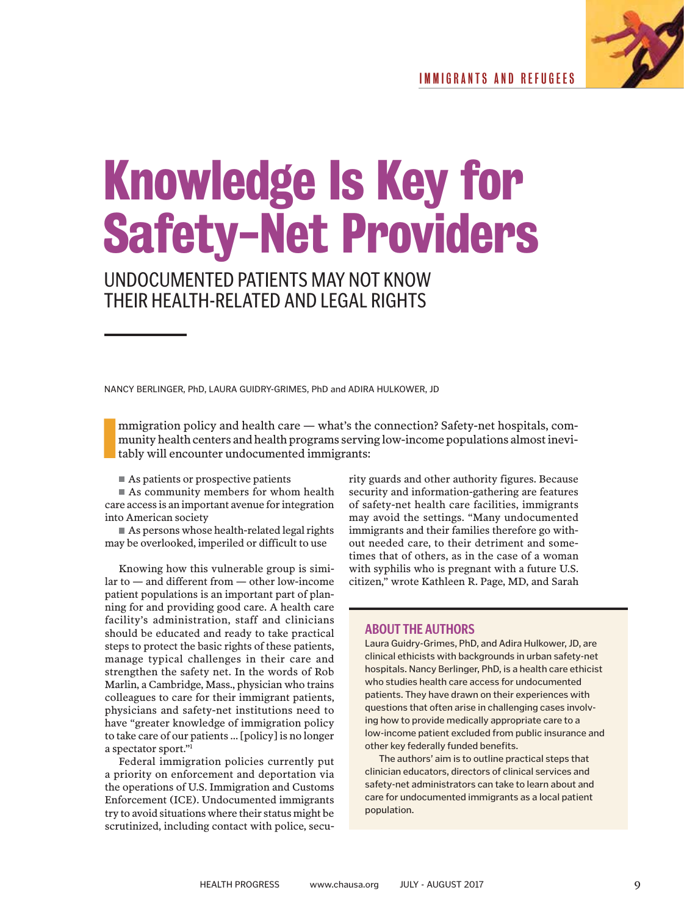IMMIGRANTS AND REFUGEES

# Knowledge Is Key for Safety-Net Providers

## UNDOCUMENTED PATIENTS MAY NOT KNOW THEIR HEALTH-RELATED AND LEGAL RIGHTS

NANCY BERLINGER, PhD, LAURA GUIDRY-GRIMES, PhD and ADIRA HULKOWER, JD

Immigration policy and health care — what's the connection? Safety-net hospitals, community health centers and health programs serving low-income populations almost inevitably will encounter undocumented immigrants:

- As patients or prospective patients
- As community members for whom health care access is an important avenue for integration into American society
- As persons whose health-related legal rights may be overlooked, imperiled or difficult to use

Knowing how this vulnerable group is similar to — and different from — other low-income patient populations is an important part of planning for and providing good care. A health care facility's administration, staff and clinicians should be educated and ready to take practical steps to protect the basic rights of these patients, manage typical challenges in their care and strengthen the safety net. In the words of Rob Marlin, a Cambridge, Mass., physician who trains colleagues to care for their immigrant patients, physicians and safety-net institutions need to have "greater knowledge of immigration policy to take care of our patients … [policy] is no longer a spectator sport."[1]

Federal immigration policies currently put a priority on enforcement and deportation via the operations of U.S. Immigration and Customs Enforcement (ICE). Undocumented immigrants try to avoid situations where their status might be scrutinized, including contact with police, security guards and other authority figures. Because security and information-gathering are features of safety-net health care facilities, immigrants may avoid the settings. "Many undocumented immigrants and their families therefore go without needed care, to their detriment and sometimes that of others, as in the case of a woman with syphilis who is pregnant with a future U.S. citizen," wrote Kathleen R. Page, MD, and Sarah

### ABOUT THE AUTHORS

Laura Guidry-Grimes, PhD, and Adira Hulkower, JD, are clinical ethicists with backgrounds in urban safety-net hospitals. Nancy Berlinger, PhD, is a health care ethicist who studies health care access for undocumented patients. They have drawn on their experiences with questions that often arise in challenging cases involving how to provide medically appropriate care to a low-income patient excluded from public insurance and other key federally funded benefits.

The authors' aim is to outline practical steps that clinician educators, directors of clinical services and safety-net administrators can take to learn about and care for undocumented immigrants as a local patient population.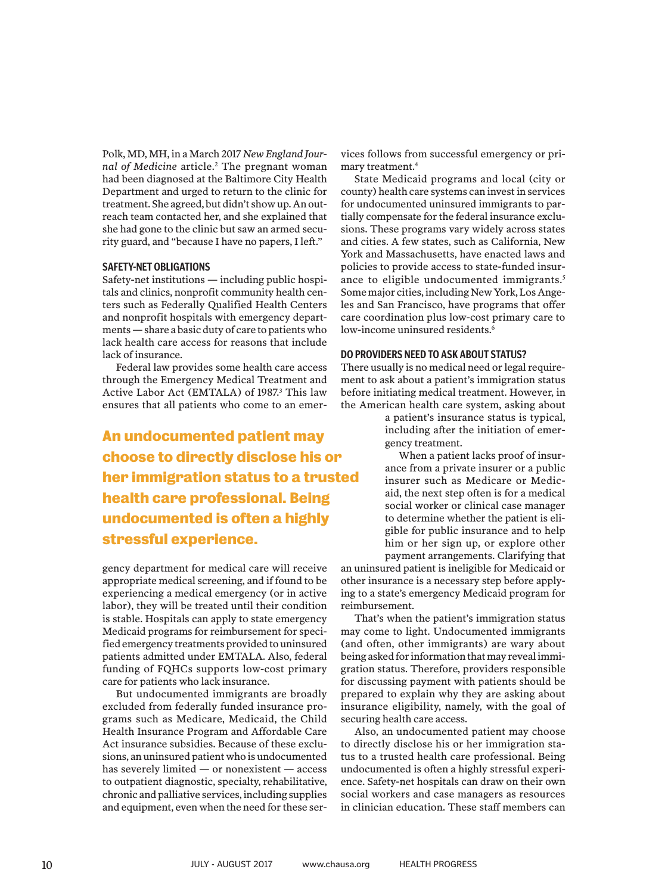Polk, MD, MH, in a March 2017 *New England Journal of Medicine* article.[2] The pregnant woman had been diagnosed at the Baltimore City Health Department and urged to return to the clinic for treatment. She agreed, but didn't show up. An outreach team contacted her, and she explained that she had gone to the clinic but saw an armed security guard, and "because I have no papers, I left."

### SAFETY-NET OBLIGATIONS

Safety-net institutions — including public hospitals and clinics, nonprofit community health centers such as Federally Qualified Health Centers and nonprofit hospitals with emergency departments — share a basic duty of care to patients who lack health care access for reasons that include lack of insurance.

Federal law provides some health care access through the Emergency Medical Treatment and Active Labor Act (EMTALA) of 1987.[3] This law ensures that all patients who come to an emergency department for medical care will receive appropriate medical screening, and if found to be experiencing a medical emergency (or in active labor), they will be treated until their condition is stable. Hospitals can apply to state emergency Medicaid programs for reimbursement for specified emergency treatments provided to uninsured patients admitted under EMTALA. Also, federal funding of FQHCs supports low-cost primary care for patients who lack insurance.

**An undocumented patient may choose to directly disclose his or her immigration status to a trusted health care professional. Being undocumented is often a highly stressful experience.**

But undocumented immigrants are broadly excluded from federally funded insurance programs such as Medicare, Medicaid, the Child Health Insurance Program and Affordable Care Act insurance subsidies. Because of these exclusions, an uninsured patient who is undocumented has severely limited — or nonexistent — access to outpatient diagnostic, specialty, rehabilitative, chronic and palliative services, including supplies and equipment, even when the need for these services follows from successful emergency or primary treatment.[4]

State Medicaid programs and local (city or county) health care systems can invest in services for undocumented uninsured immigrants to partially compensate for the federal insurance exclusions. These programs vary widely across states and cities. A few states, such as California, New York and Massachusetts, have enacted laws and policies to provide access to state-funded insurance to eligible undocumented immigrants.[5] Some major cities, including New York, Los Angeles and San Francisco, have programs that offer care coordination plus low-cost primary care to low-income uninsured residents.[6]

### DO PROVIDERS NEED TO ASK ABOUT STATUS?

There usually is no medical need or legal requirement to ask about a patient's immigration status before initiating medical treatment. However, in the American health care system, asking about a patient's insurance status is typical, including after the initiation of emergency treatment.

When a patient lacks proof of insurance from a private insurer or a public insurer such as Medicare or Medicaid, the next step often is for a medical social worker or clinical case manager to determine whether the patient is eligible for public insurance and to help him or her sign up, or explore other payment arrangements. Clarifying that an uninsured patient is ineligible for Medicaid or other insurance is a necessary step before applying to a state's emergency Medicaid program for reimbursement.

That's when the patient's immigration status may come to light. Undocumented immigrants (and often, other immigrants) are wary about being asked for information that may reveal immigration status. Therefore, providers responsible for discussing payment with patients should be prepared to explain why they are asking about insurance eligibility, namely, with the goal of securing health care access.

Also, an undocumented patient may choose to directly disclose his or her immigration status to a trusted health care professional. Being undocumented is often a highly stressful experience. Safety-net hospitals can draw on their own social workers and case managers as resources in clinician education. These staff members can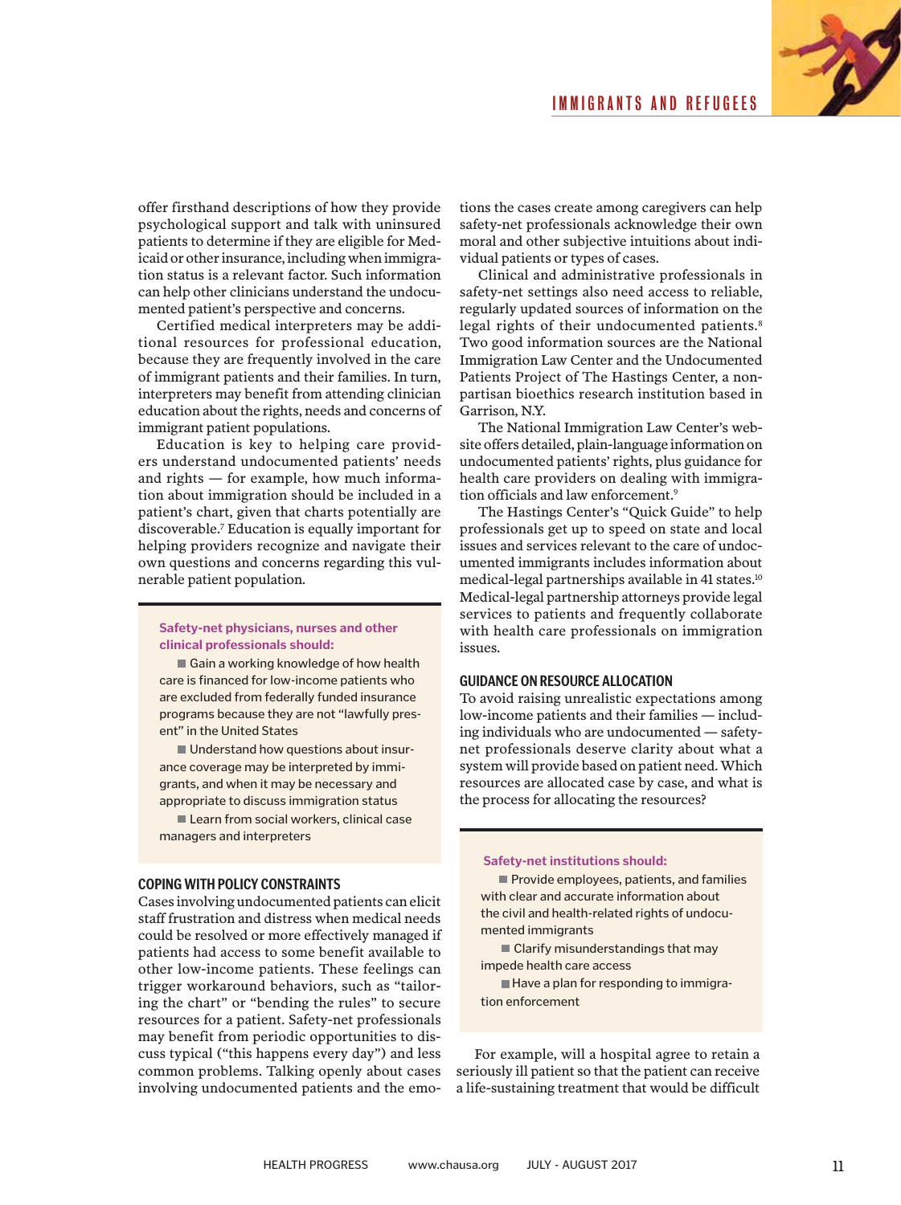offer firsthand descriptions of how they provide psychological support and talk with uninsured patients to determine if they are eligible for Medicaid or other insurance, including when immigration status is a relevant factor. Such information can help other clinicians understand the undocumented patient's perspective and concerns.

Certified medical interpreters may be additional resources for professional education, because they are frequently involved in the care of immigrant patients and their families. In turn, interpreters may benefit from attending clinician education about the rights, needs and concerns of immigrant patient populations.

Education is key to helping care providers understand undocumented patients' needs and rights — for example, how much information about immigration should be included in a patient's chart, given that charts potentially are discoverable.[7] Education is equally important for helping providers recognize and navigate their own questions and concerns regarding this vulnerable patient population.

**Safety-net physicians, nurses and other clinical professionals should:**

- Gain a working knowledge of how health care is financed for low-income patients who are excluded from federally funded insurance programs because they are not "lawfully present" in the United States
- Understand how questions about insurance coverage may be interpreted by immigrants, and when it may be necessary and appropriate to discuss immigration status
- Learn from social workers, clinical case managers and interpreters

## COPING WITH POLICY CONSTRAINTS

Cases involving undocumented patients can elicit staff frustration and distress when medical needs could be resolved or more effectively managed if patients had access to some benefit available to other low-income patients. These feelings can trigger workaround behaviors, such as "tailoring the chart" or "bending the rules" to secure resources for a patient. Safety-net professionals may benefit from periodic opportunities to discuss typical ("this happens every day") and less common problems. Talking openly about cases involving undocumented patients and the emotions the cases create among caregivers can help safety-net professionals acknowledge their own moral and other subjective intuitions about individual patients or types of cases.

Clinical and administrative professionals in safety-net settings also need access to reliable, regularly updated sources of information on the legal rights of their undocumented patients.[8] Two good information sources are the National Immigration Law Center and the Undocumented Patients Project of The Hastings Center, a nonpartisan bioethics research institution based in Garrison, N.Y.

The National Immigration Law Center's website offers detailed, plain-language information on undocumented patients' rights, plus guidance for health care providers on dealing with immigration officials and law enforcement.[9]

The Hastings Center's "Quick Guide" to help professionals get up to speed on state and local issues and services relevant to the care of undocumented immigrants includes information about medical-legal partnerships available in 41 states.[10] Medical-legal partnership attorneys provide legal services to patients and frequently collaborate with health care professionals on immigration issues.

## GUIDANCE ON RESOURCE ALLOCATION

To avoid raising unrealistic expectations among low-income patients and their families — including individuals who are undocumented — safety-net professionals deserve clarity about what a system will provide based on patient need. Which resources are allocated case by case, and what is the process for allocating the resources?

**Safety-net institutions should:**

- Provide employees, patients, and families with clear and accurate information about the civil and health-related rights of undocumented immigrants
- Clarify misunderstandings that may impede health care access
- Have a plan for responding to immigration enforcement

For example, will a hospital agree to retain a seriously ill patient so that the patient can receive a life-sustaining treatment that would be difficult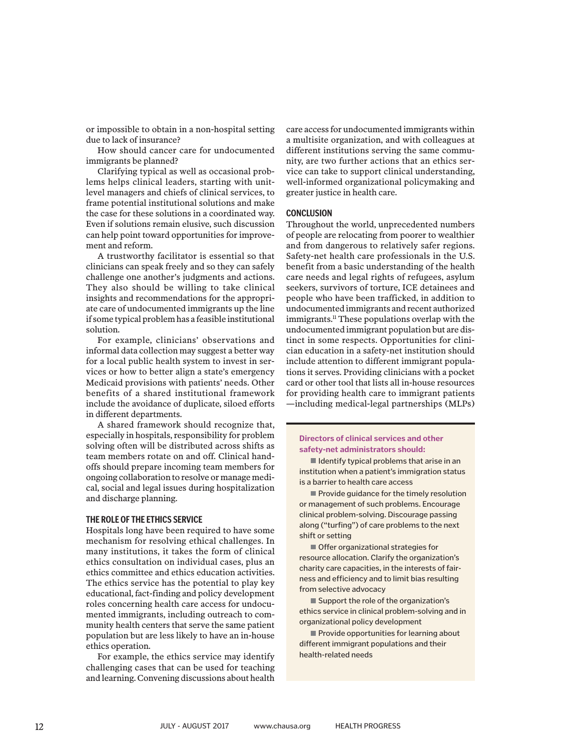or impossible to obtain in a non-hospital setting due to lack of insurance?

How should cancer care for undocumented immigrants be planned?

Clarifying typical as well as occasional problems helps clinical leaders, starting with unit-level managers and chiefs of clinical services, to frame potential institutional solutions and make the case for these solutions in a coordinated way. Even if solutions remain elusive, such discussion can help point toward opportunities for improvement and reform.

A trustworthy facilitator is essential so that clinicians can speak freely and so they can safely challenge one another's judgments and actions. They also should be willing to take clinical insights and recommendations for the appropriate care of undocumented immigrants up the line if some typical problem has a feasible institutional solution.

For example, clinicians' observations and informal data collection may suggest a better way for a local public health system to invest in services or how to better align a state's emergency Medicaid provisions with patients' needs. Other benefits of a shared institutional framework include the avoidance of duplicate, siloed efforts in different departments.

A shared framework should recognize that, especially in hospitals, responsibility for problem solving often will be distributed across shifts as team members rotate on and off. Clinical handoffs should prepare incoming team members for ongoing collaboration to resolve or manage medical, social and legal issues during hospitalization and discharge planning.

## THE ROLE OF THE ETHICS SERVICE

Hospitals long have been required to have some mechanism for resolving ethical challenges. In many institutions, it takes the form of clinical ethics consultation on individual cases, plus an ethics committee and ethics education activities. The ethics service has the potential to play key educational, fact-finding and policy development roles concerning health care access for undocumented immigrants, including outreach to community health centers that serve the same patient population but are less likely to have an in-house ethics operation.

For example, the ethics service may identify challenging cases that can be used for teaching and learning. Convening discussions about health care access for undocumented immigrants within a multisite organization, and with colleagues at different institutions serving the same community, are two further actions that an ethics service can take to support clinical understanding, well-informed organizational policymaking and greater justice in health care.

## CONCLUSION

Throughout the world, unprecedented numbers of people are relocating from poorer to wealthier and from dangerous to relatively safer regions. Safety-net health care professionals in the U.S. benefit from a basic understanding of the health care needs and legal rights of refugees, asylum seekers, survivors of torture, ICE detainees and people who have been trafficked, in addition to undocumented immigrants and recent authorized immigrants.[11] These populations overlap with the undocumented immigrant population but are distinct in some respects. Opportunities for clinician education in a safety-net institution should include attention to different immigrant populations it serves. Providing clinicians with a pocket card or other tool that lists all in-house resources for providing health care to immigrant patients —including medical-legal partnerships (MLPs)

**Directors of clinical services and other safety-net administrators should:**

- Identify typical problems that arise in an institution when a patient's immigration status is a barrier to health care access
- Provide guidance for the timely resolution or management of such problems. Encourage clinical problem-solving. Discourage passing along ("turfing") of care problems to the next shift or setting
- Offer organizational strategies for resource allocation. Clarify the organization's charity care capacities, in the interests of fairness and efficiency and to limit bias resulting from selective advocacy
- Support the role of the organization's ethics service in clinical problem-solving and in organizational policy development
- Provide opportunities for learning about different immigrant populations and their health-related needs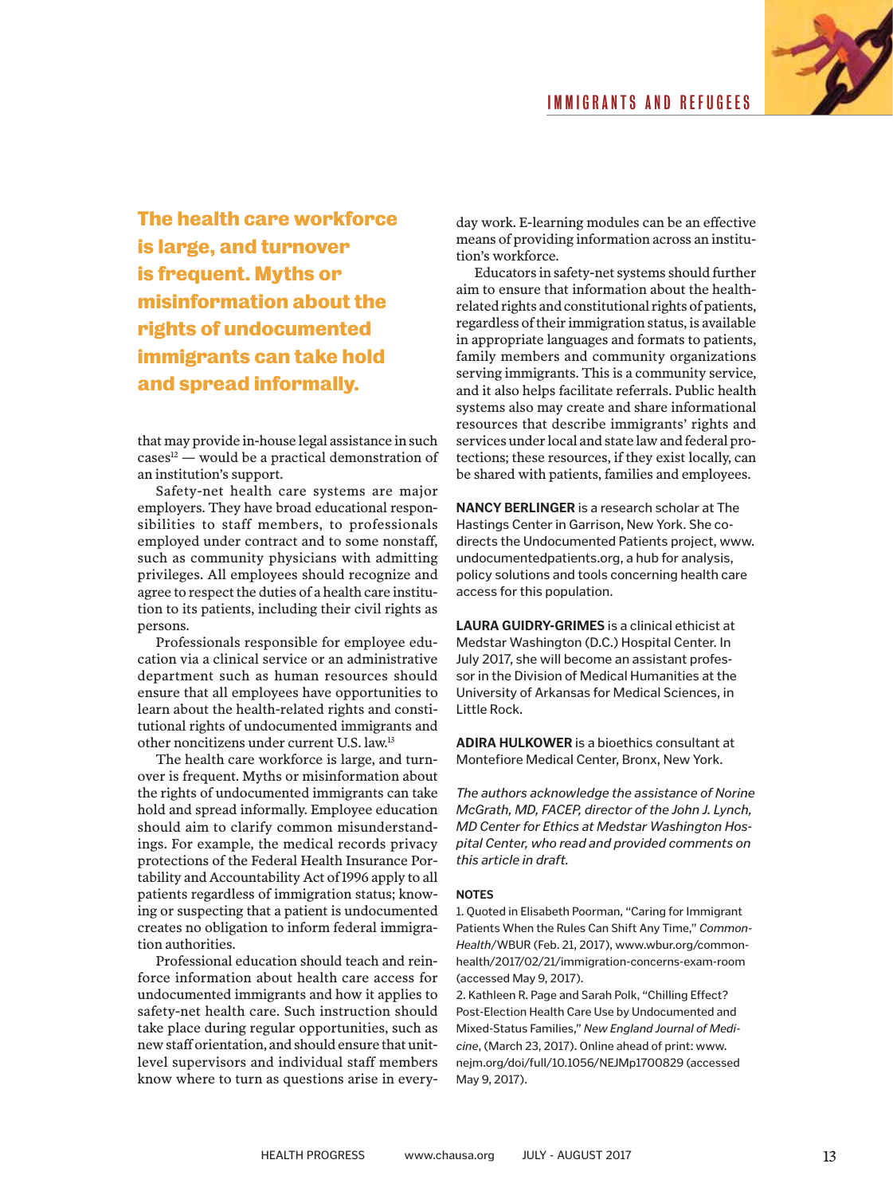**The health care workforce is large, and turnover is frequent. Myths or misinformation about the rights of undocumented immigrants can take hold and spread informally.**

that may provide in-house legal assistance in such cases[12] — would be a practical demonstration of an institution's support.

Safety-net health care systems are major employers. They have broad educational responsibilities to staff members, to professionals employed under contract and to some nonstaff, such as community physicians with admitting privileges. All employees should recognize and agree to respect the duties of a health care institution to its patients, including their civil rights as persons.

Professionals responsible for employee education via a clinical service or an administrative department such as human resources should ensure that all employees have opportunities to learn about the health-related rights and constitutional rights of undocumented immigrants and other noncitizens under current U.S. law.[13]

The health care workforce is large, and turnover is frequent. Myths or misinformation about the rights of undocumented immigrants can take hold and spread informally. Employee education should aim to clarify common misunderstandings. For example, the medical records privacy protections of the Federal Health Insurance Portability and Accountability Act of 1996 apply to all patients regardless of immigration status; knowing or suspecting that a patient is undocumented creates no obligation to inform federal immigration authorities.

Professional education should teach and reinforce information about health care access for undocumented immigrants and how it applies to safety-net health care. Such instruction should take place during regular opportunities, such as new staff orientation, and should ensure that unit-level supervisors and individual staff members know where to turn as questions arise in everyday work. E-learning modules can be an effective means of providing information across an institution's workforce.

Educators in safety-net systems should further aim to ensure that information about the health-related rights and constitutional rights of patients, regardless of their immigration status, is available in appropriate languages and formats to patients, family members and community organizations serving immigrants. This is a community service, and it also helps facilitate referrals. Public health systems also may create and share informational resources that describe immigrants' rights and services under local and state law and federal protections; these resources, if they exist locally, can be shared with patients, families and employees.

**NANCY BERLINGER** is a research scholar at The Hastings Center in Garrison, New York. She co-directs the Undocumented Patients project, www.undocumentedpatients.org, a hub for analysis, policy solutions and tools concerning health care access for this population.

**LAURA GUIDRY-GRIMES** is a clinical ethicist at Medstar Washington (D.C.) Hospital Center. In July 2017, she will become an assistant professor in the Division of Medical Humanities at the University of Arkansas for Medical Sciences, in Little Rock.

**ADIRA HULKOWER** is a bioethics consultant at Montefiore Medical Center, Bronx, New York.

*The authors acknowledge the assistance of Norine McGrath, MD, FACEP, director of the John J. Lynch, MD Center for Ethics at Medstar Washington Hospital Center, who read and provided comments on this article in draft.*

**NOTES**

1. Quoted in Elisabeth Poorman, "Caring for Immigrant Patients When the Rules Can Shift Any Time," *CommonHealth*/WBUR (Feb. 21, 2017), www.wbur.org/commonhealth/2017/02/21/immigration-concerns-exam-room (accessed May 9, 2017).
2. Kathleen R. Page and Sarah Polk, "Chilling Effect? Post-Election Health Care Use by Undocumented and Mixed-Status Families," *New England Journal of Medicine*, (March 23, 2017). Online ahead of print: www.nejm.org/doi/full/10.1056/NEJMp1700829 (accessed May 9, 2017).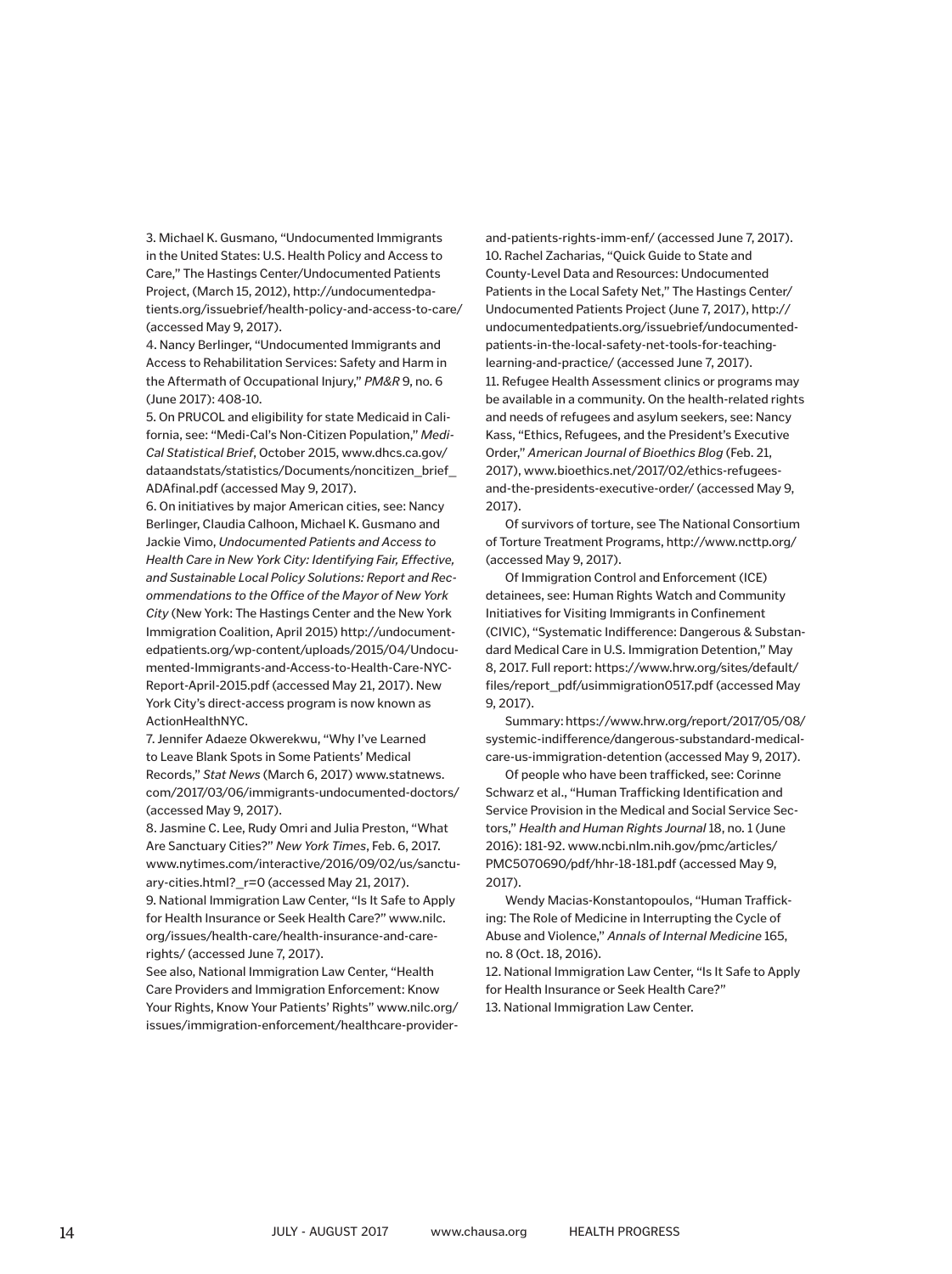3. Michael K. Gusmano, "Undocumented Immigrants in the United States: U.S. Health Policy and Access to Care," The Hastings Center/Undocumented Patients Project, (March 15, 2012), http://undocumentedpatients.org/issuebrief/health-policy-and-access-to-care/ (accessed May 9, 2017).

4. Nancy Berlinger, "Undocumented Immigrants and Access to Rehabilitation Services: Safety and Harm in the Aftermath of Occupational Injury," *PM&R* 9, no. 6 (June 2017): 408-10.

5. On PRUCOL and eligibility for state Medicaid in California, see: "Medi-Cal's Non-Citizen Population," *Medi-Cal Statistical Brief*, October 2015, www.dhcs.ca.gov/dataandstats/statistics/Documents/noncitizen_brief_ADAfinal.pdf (accessed May 9, 2017).

6. On initiatives by major American cities, see: Nancy Berlinger, Claudia Calhoon, Michael K. Gusmano and Jackie Vimo, *Undocumented Patients and Access to Health Care in New York City: Identifying Fair, Effective, and Sustainable Local Policy Solutions: Report and Recommendations to the Office of the Mayor of New York City* (New York: The Hastings Center and the New York Immigration Coalition, April 2015) http://undocumentedpatients.org/wp-content/uploads/2015/04/Undocumented-Immigrants-and-Access-to-Health-Care-NYC-Report-April-2015.pdf (accessed May 21, 2017). New York City's direct-access program is now known as ActionHealthNYC.

7. Jennifer Adaeze Okwerekwu, "Why I've Learned to Leave Blank Spots in Some Patients' Medical Records," *Stat News* (March 6, 2017) www.statnews.com/2017/03/06/immigrants-undocumented-doctors/ (accessed May 9, 2017).

8. Jasmine C. Lee, Rudy Omri and Julia Preston, "What Are Sanctuary Cities?" *New York Times*, Feb. 6, 2017. www.nytimes.com/interactive/2016/09/02/us/sanctuary-cities.html?_r=0 (accessed May 21, 2017).

9. National Immigration Law Center, "Is It Safe to Apply for Health Insurance or Seek Health Care?" www.nilc.org/issues/health-care/health-insurance-and-care-rights/ (accessed June 7, 2017).

See also, National Immigration Law Center, "Health Care Providers and Immigration Enforcement: Know Your Rights, Know Your Patients' Rights" www.nilc.org/issues/immigration-enforcement/healthcare-provider-and-patients-rights-imm-enf/ (accessed June 7, 2017).

10. Rachel Zacharias, "Quick Guide to State and County-Level Data and Resources: Undocumented Patients in the Local Safety Net," The Hastings Center/Undocumented Patients Project (June 7, 2017), http://undocumentedpatients.org/issuebrief/undocumented-patients-in-the-local-safety-net-tools-for-teaching-learning-and-practice/ (accessed June 7, 2017).

11. Refugee Health Assessment clinics or programs may be available in a community. On the health-related rights and needs of refugees and asylum seekers, see: Nancy Kass, "Ethics, Refugees, and the President's Executive Order," *American Journal of Bioethics Blog* (Feb. 21, 2017), www.bioethics.net/2017/02/ethics-refugees-and-the-presidents-executive-order/ (accessed May 9, 2017).

Of survivors of torture, see The National Consortium of Torture Treatment Programs, http://www.ncttp.org/ (accessed May 9, 2017).

Of Immigration Control and Enforcement (ICE) detainees, see: Human Rights Watch and Community Initiatives for Visiting Immigrants in Confinement (CIVIC), "Systematic Indifference: Dangerous & Substandard Medical Care in U.S. Immigration Detention," May 8, 2017. Full report: https://www.hrw.org/sites/default/files/report_pdf/usimmigration0517.pdf (accessed May 9, 2017).

Summary: https://www.hrw.org/report/2017/05/08/systemic-indifference/dangerous-substandard-medical-care-us-immigration-detention (accessed May 9, 2017).

Of people who have been trafficked, see: Corinne Schwarz et al., "Human Trafficking Identification and Service Provision in the Medical and Social Service Sectors," *Health and Human Rights Journal* 18, no. 1 (June 2016): 181-92. www.ncbi.nlm.nih.gov/pmc/articles/PMC5070690/pdf/hhr-18-181.pdf (accessed May 9, 2017).

Wendy Macias-Konstantopoulos, "Human Trafficking: The Role of Medicine in Interrupting the Cycle of Abuse and Violence," *Annals of Internal Medicine* 165, no. 8 (Oct. 18, 2016).

12. National Immigration Law Center, "Is It Safe to Apply for Health Insurance or Seek Health Care?"

13. National Immigration Law Center.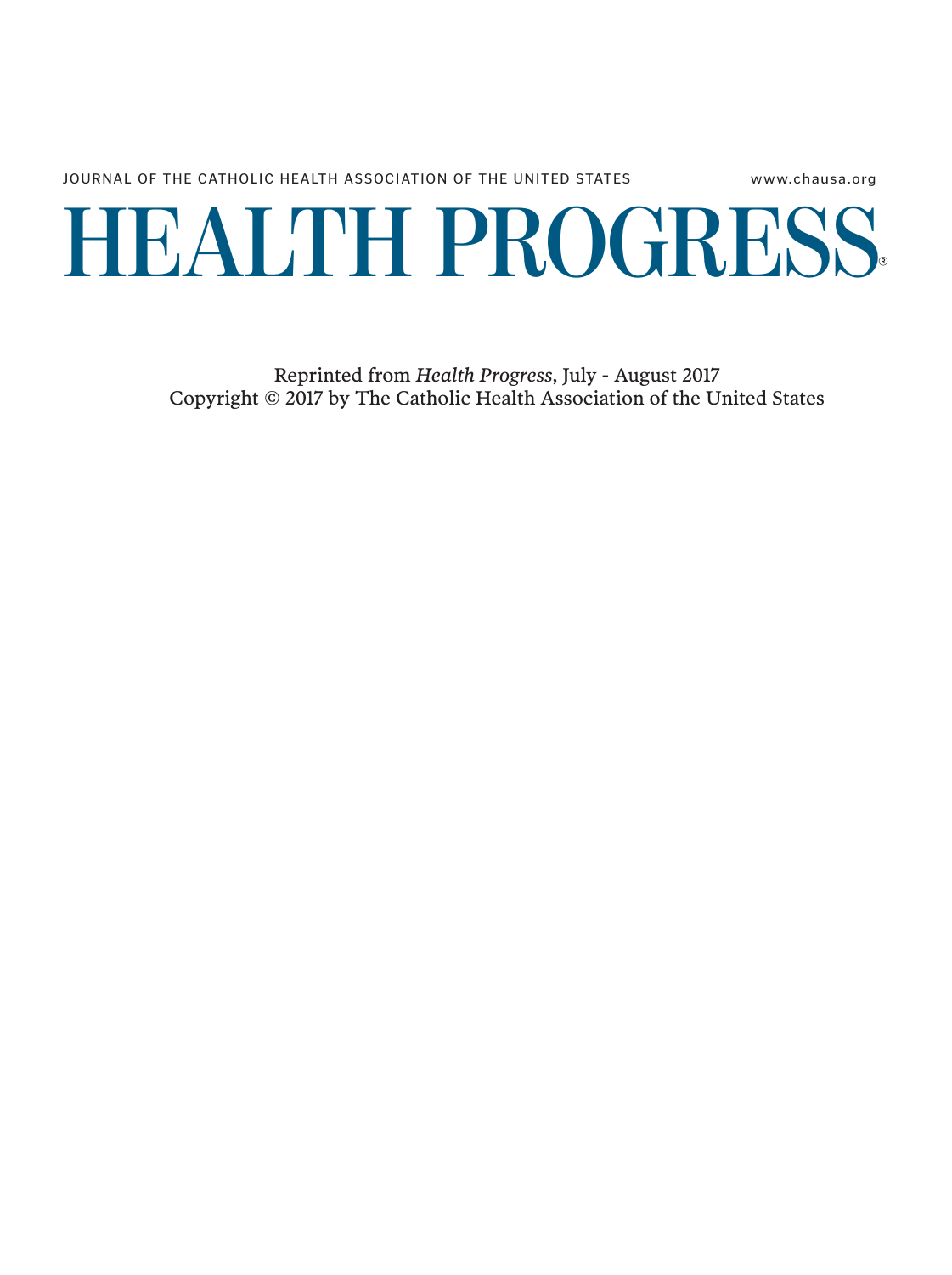JOURNAL OF THE CATHOLIC HEALTH ASSOCIATION OF THE UNITED STATES www.chausa.org

# HEALTH PROGRESS®

Reprinted from *Health Progress*, July - August 2017
Copyright © 2017 by The Catholic Health Association of the United States